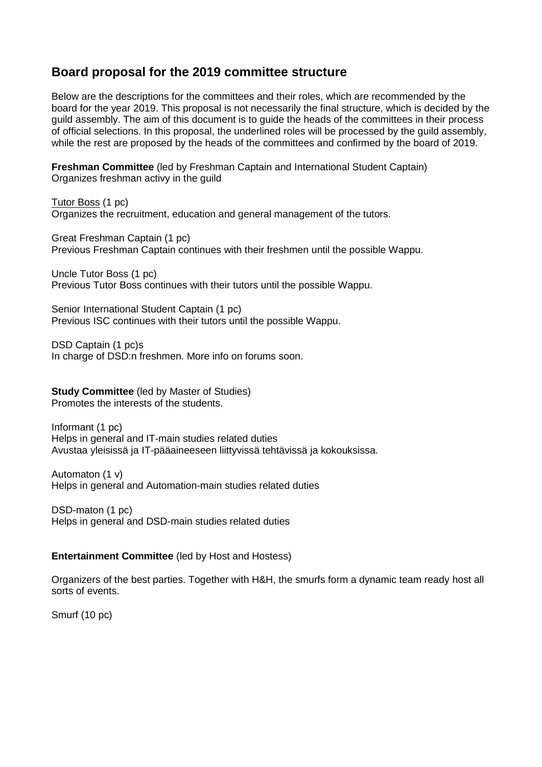# Board proposal for the 2019 committee structure

Below are the descriptions for the committees and their roles, which are recommended by the board for the year 2019. This proposal is not necessarily the final structure, which is decided by the guild assembly. The aim of this document is to guide the heads of the committees in their process of official selections. In this proposal, the underlined roles will be processed by the guild assembly, while the rest are proposed by the heads of the committees and confirmed by the board of 2019.

**Freshman Committee** (led by Freshman Captain and International Student Captain)
Organizes freshman activy in the guild

<u>Tutor Boss</u> (1 pc)
Organizes the recruitment, education and general management of the tutors.

Great Freshman Captain (1 pc)
Previous Freshman Captain continues with their freshmen until the possible Wappu.

Uncle Tutor Boss (1 pc)
Previous Tutor Boss continues with their tutors until the possible Wappu.

Senior International Student Captain (1 pc)
Previous ISC continues with their tutors until the possible Wappu.

DSD Captain (1 pc)s
In charge of DSD:n freshmen. More info on forums soon.

**Study Committee** (led by Master of Studies)
Promotes the interests of the students.

Informant (1 pc)
Helps in general and IT-main studies related duties
Avustaa yleisissä ja IT-pääaineeseen liittyvissä tehtävissä ja kokouksissa.

Automaton (1 v)
Helps in general and Automation-main studies related duties

DSD-maton (1 pc)
Helps in general and DSD-main studies related duties

**Entertainment Committee** (led by Host and Hostess)

Organizers of the best parties. Together with H&H, the smurfs form a dynamic team ready host all sorts of events.

Smurf (10 pc)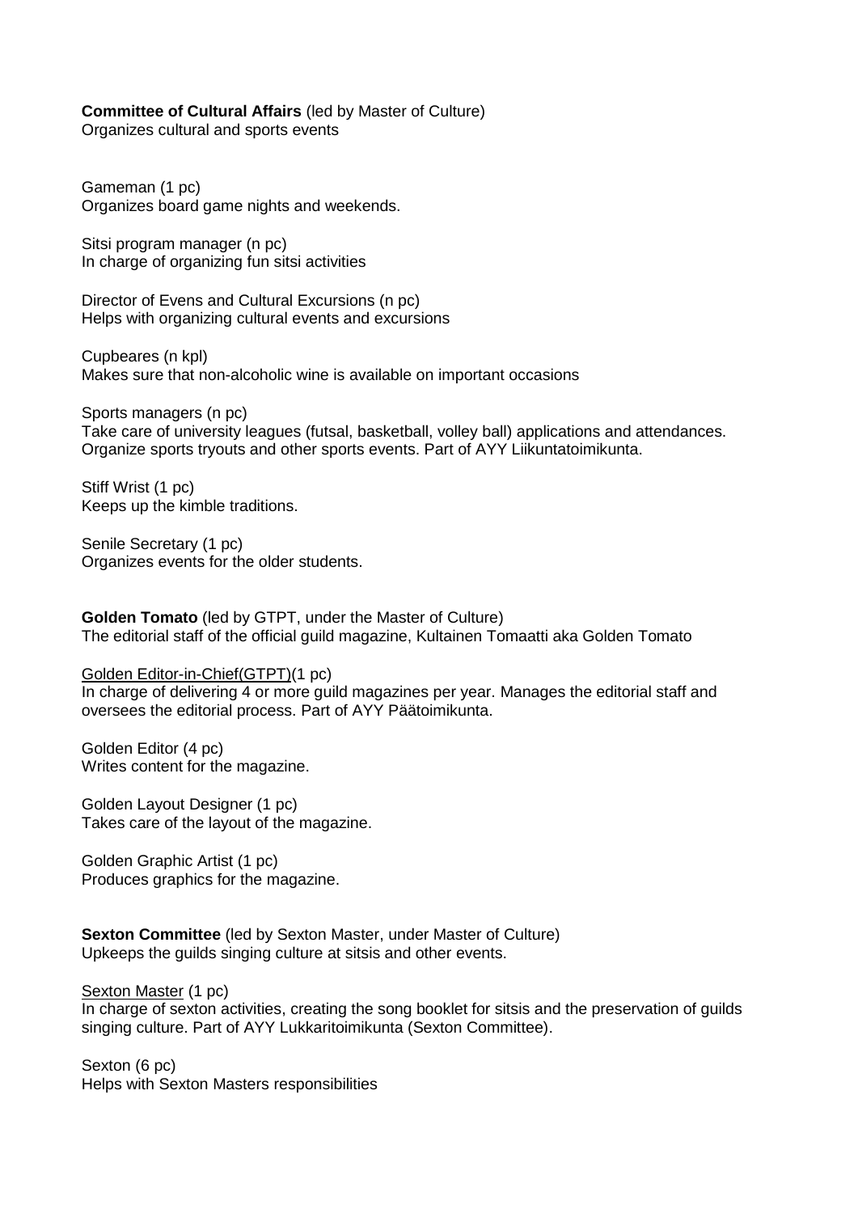**Committee of Cultural Affairs** (led by Master of Culture)
Organizes cultural and sports events

Gameman (1 pc)
Organizes board game nights and weekends.

Sitsi program manager (n pc)
In charge of organizing fun sitsi activities

Director of Evens and Cultural Excursions (n pc)
Helps with organizing cultural events and excursions

Cupbeares (n kpl)
Makes sure that non-alcoholic wine is available on important occasions

Sports managers (n pc)
Take care of university leagues (futsal, basketball, volley ball) applications and attendances. Organize sports tryouts and other sports events. Part of AYY Liikuntatoimikunta.

Stiff Wrist (1 pc)
Keeps up the kimble traditions.

Senile Secretary (1 pc)
Organizes events for the older students.

**Golden Tomato** (led by GTPT, under the Master of Culture)
The editorial staff of the official guild magazine, Kultainen Tomaatti aka Golden Tomato

<u>Golden Editor-in-Chief(GTPT)</u>(1 pc)
In charge of delivering 4 or more guild magazines per year. Manages the editorial staff and oversees the editorial process. Part of AYY Päätoimikunta.

Golden Editor (4 pc)
Writes content for the magazine.

Golden Layout Designer (1 pc)
Takes care of the layout of the magazine.

Golden Graphic Artist (1 pc)
Produces graphics for the magazine.

**Sexton Committee** (led by Sexton Master, under Master of Culture)
Upkeeps the guilds singing culture at sitsis and other events.

<u>Sexton Master</u> (1 pc)
In charge of sexton activities, creating the song booklet for sitsis and the preservation of guilds singing culture. Part of AYY Lukkaritoimikunta (Sexton Committee).

Sexton (6 pc)
Helps with Sexton Masters responsibilities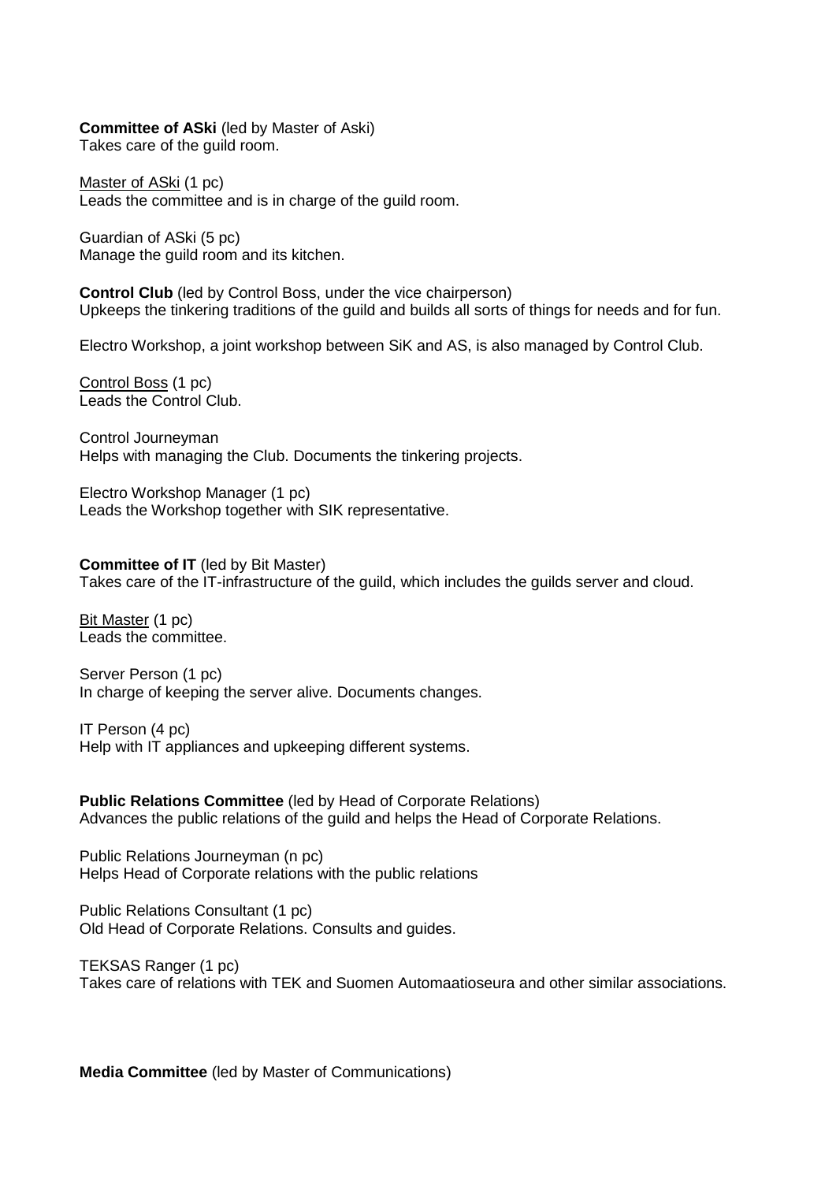**Committee of ASki** (led by Master of Aski)
Takes care of the guild room.

<u>Master of ASki</u> (1 pc)
Leads the committee and is in charge of the guild room.

Guardian of ASki (5 pc)
Manage the guild room and its kitchen.

**Control Club** (led by Control Boss, under the vice chairperson)
Upkeeps the tinkering traditions of the guild and builds all sorts of things for needs and for fun.

Electro Workshop, a joint workshop between SiK and AS, is also managed by Control Club.

<u>Control Boss</u> (1 pc)
Leads the Control Club.

Control Journeyman
Helps with managing the Club. Documents the tinkering projects.

Electro Workshop Manager (1 pc)
Leads the Workshop together with SIK representative.

**Committee of IT** (led by Bit Master)
Takes care of the IT-infrastructure of the guild, which includes the guilds server and cloud.

<u>Bit Master</u> (1 pc)
Leads the committee.

Server Person (1 pc)
In charge of keeping the server alive. Documents changes.

IT Person (4 pc)
Help with IT appliances and upkeeping different systems.

**Public Relations Committee** (led by Head of Corporate Relations)
Advances the public relations of the guild and helps the Head of Corporate Relations.

Public Relations Journeyman (n pc)
Helps Head of Corporate relations with the public relations

Public Relations Consultant (1 pc)
Old Head of Corporate Relations. Consults and guides.

TEKSAS Ranger (1 pc)
Takes care of relations with TEK and Suomen Automaatioseura and other similar associations.

**Media Committee** (led by Master of Communications)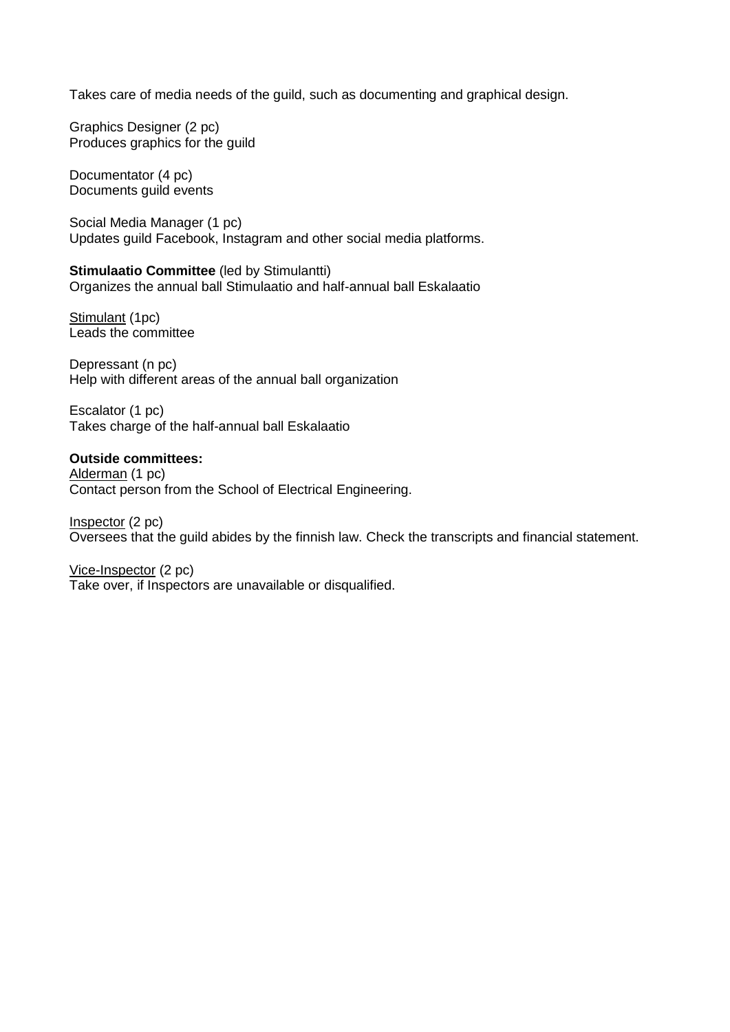Takes care of media needs of the guild, such as documenting and graphical design.

Graphics Designer (2 pc)
Produces graphics for the guild

Documentator (4 pc)
Documents guild events

Social Media Manager (1 pc)
Updates guild Facebook, Instagram and other social media platforms.

**Stimulaatio Committee** (led by Stimulantti)
Organizes the annual ball Stimulaatio and half-annual ball Eskalaatio

<u>Stimulant</u> (1pc)
Leads the committee

Depressant (n pc)
Help with different areas of the annual ball organization

Escalator (1 pc)
Takes charge of the half-annual ball Eskalaatio

**Outside committees:**
<u>Alderman</u> (1 pc)
Contact person from the School of Electrical Engineering.

<u>Inspector</u> (2 pc)
Oversees that the guild abides by the finnish law. Check the transcripts and financial statement.

<u>Vice-Inspector</u> (2 pc)
Take over, if Inspectors are unavailable or disqualified.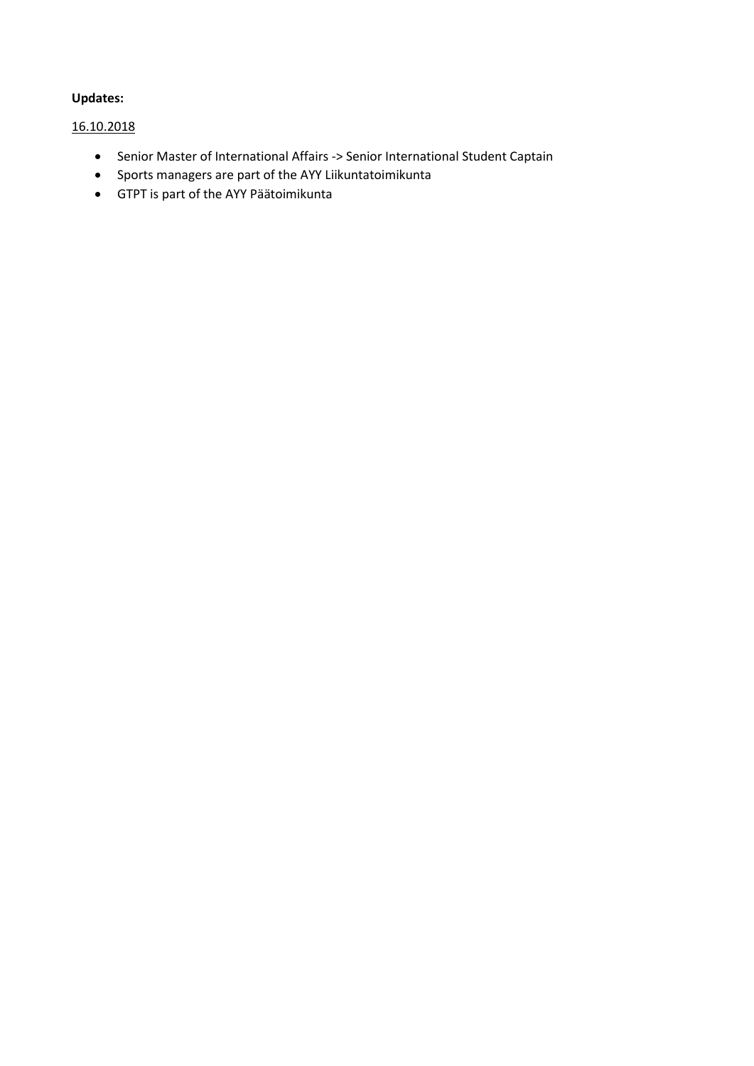**Updates:**

16.10.2018

- Senior Master of International Affairs -> Senior International Student Captain
- Sports managers are part of the AYY Liikuntatoimikunta
- GTPT is part of the AYY Päätoimikunta